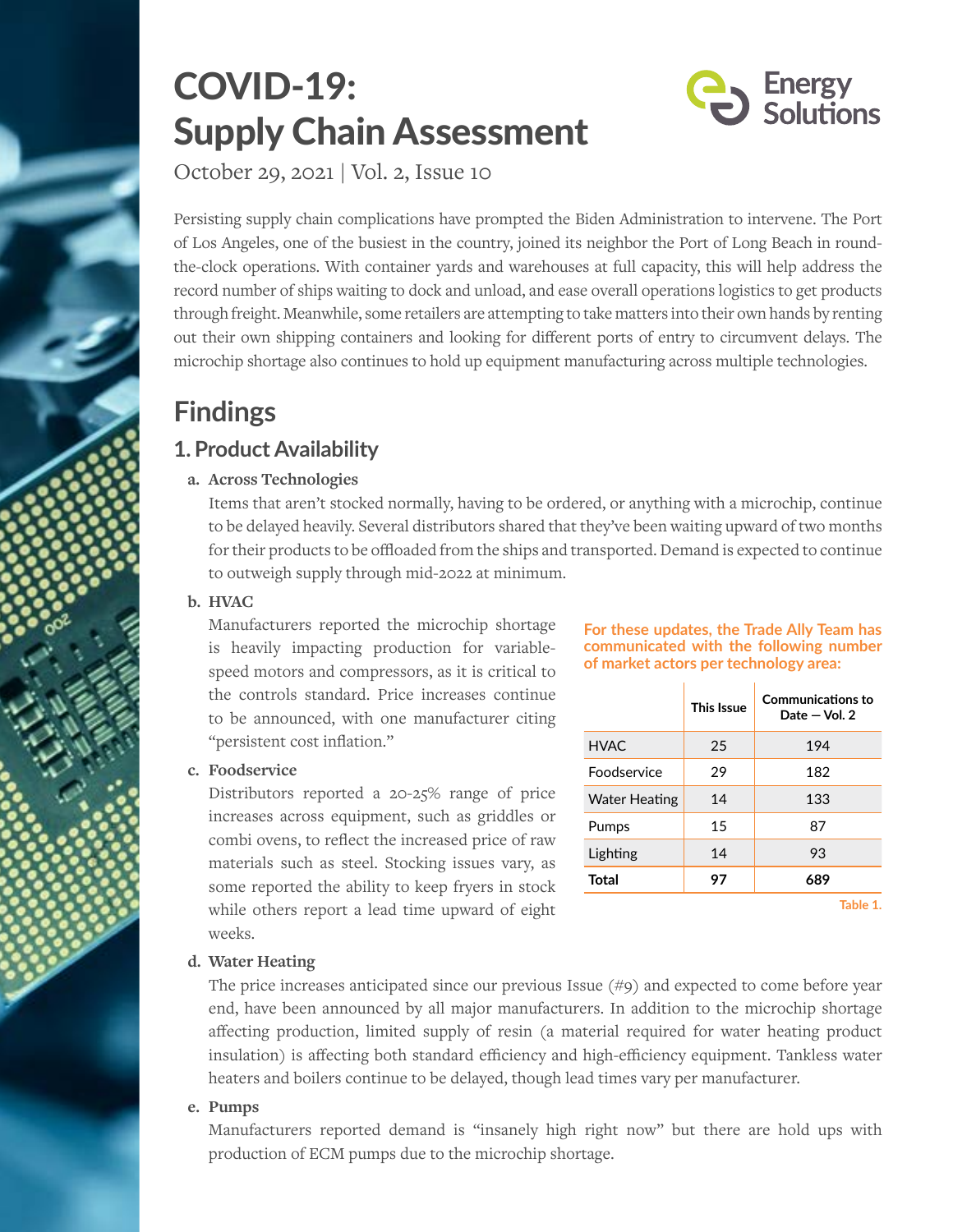# COVID-19: Supply Chain Assessment

Energy Solutions

October 29, 2021 | Vol. 2, Issue 10

Persisting supply chain complications have prompted the Biden Administration to intervene. The Port of Los Angeles, one of the busiest in the country, joined its neighbor the Port of Long Beach in round-the-clock operations. With container yards and warehouses at full capacity, this will help address the record number of ships waiting to dock and unload, and ease overall operations logistics to get products through freight. Meanwhile, some retailers are attempting to take matters into their own hands by renting out their own shipping containers and looking for different ports of entry to circumvent delays. The microchip shortage also continues to hold up equipment manufacturing across multiple technologies.

## Findings

### 1. Product Availability

**a. Across Technologies**

Items that aren't stocked normally, having to be ordered, or anything with a microchip, continue to be delayed heavily. Several distributors shared that they've been waiting upward of two months for their products to be offloaded from the ships and transported. Demand is expected to continue to outweigh supply through mid-2022 at minimum.

**b. HVAC**

Manufacturers reported the microchip shortage is heavily impacting production for variable-speed motors and compressors, as it is critical to the controls standard. Price increases continue to be announced, with one manufacturer citing "persistent cost inflation."

**c. Foodservice**

Distributors reported a 20-25% range of price increases across equipment, such as griddles or combi ovens, to reflect the increased price of raw materials such as steel. Stocking issues vary, as some reported the ability to keep fryers in stock while others report a lead time upward of eight weeks.

**For these updates, the Trade Ally Team has communicated with the following number of market actors per technology area:**

| | This Issue | Communications to Date — Vol. 2 |
|---|---|---|
| HVAC | 25 | 194 |
| Foodservice | 29 | 182 |
| Water Heating | 14 | 133 |
| Pumps | 15 | 87 |
| Lighting | 14 | 93 |
| **Total** | **97** | **689** |

Table 1.

**d. Water Heating**

The price increases anticipated since our previous Issue (#9) and expected to come before year end, have been announced by all major manufacturers. In addition to the microchip shortage affecting production, limited supply of resin (a material required for water heating product insulation) is affecting both standard efficiency and high-efficiency equipment. Tankless water heaters and boilers continue to be delayed, though lead times vary per manufacturer.

**e. Pumps**

Manufacturers reported demand is "insanely high right now" but there are hold ups with production of ECM pumps due to the microchip shortage.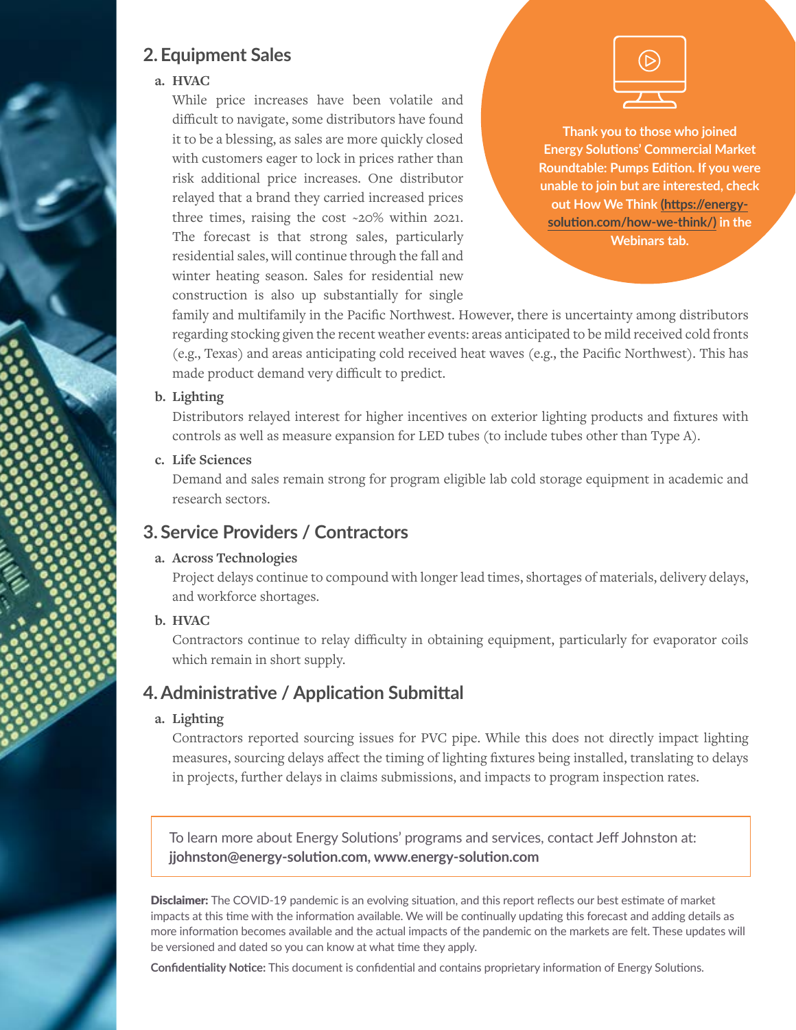## 2. Equipment Sales

**a. HVAC**

While price increases have been volatile and difficult to navigate, some distributors have found it to be a blessing, as sales are more quickly closed with customers eager to lock in prices rather than risk additional price increases. One distributor relayed that a brand they carried increased prices three times, raising the cost ~20% within 2021. The forecast is that strong sales, particularly residential sales, will continue through the fall and winter heating season. Sales for residential new construction is also up substantially for single family and multifamily in the Pacific Northwest. However, there is uncertainty among distributors regarding stocking given the recent weather events: areas anticipated to be mild received cold fronts (e.g., Texas) and areas anticipating cold received heat waves (e.g., the Pacific Northwest). This has made product demand very difficult to predict.

**b. Lighting**

Distributors relayed interest for higher incentives on exterior lighting products and fixtures with controls as well as measure expansion for LED tubes (to include tubes other than Type A).

**c. Life Sciences**

Demand and sales remain strong for program eligible lab cold storage equipment in academic and research sectors.

**Thank you to those who joined Energy Solutions' Commercial Market Roundtable: Pumps Edition. If you were unable to join but are interested, check out How We Think (https://energy-solution.com/how-we-think/) in the Webinars tab.**

## 3. Service Providers / Contractors

**a. Across Technologies**

Project delays continue to compound with longer lead times, shortages of materials, delivery delays, and workforce shortages.

**b. HVAC**

Contractors continue to relay difficulty in obtaining equipment, particularly for evaporator coils which remain in short supply.

## 4. Administrative / Application Submittal

**a. Lighting**

Contractors reported sourcing issues for PVC pipe. While this does not directly impact lighting measures, sourcing delays affect the timing of lighting fixtures being installed, translating to delays in projects, further delays in claims submissions, and impacts to program inspection rates.

To learn more about Energy Solutions' programs and services, contact Jeff Johnston at:
**jjohnston@energy-solution.com, www.energy-solution.com**

**Disclaimer:** The COVID-19 pandemic is an evolving situation, and this report reflects our best estimate of market impacts at this time with the information available. We will be continually updating this forecast and adding details as more information becomes available and the actual impacts of the pandemic on the markets are felt. These updates will be versioned and dated so you can know at what time they apply.

**Confidentiality Notice:** This document is confidential and contains proprietary information of Energy Solutions.